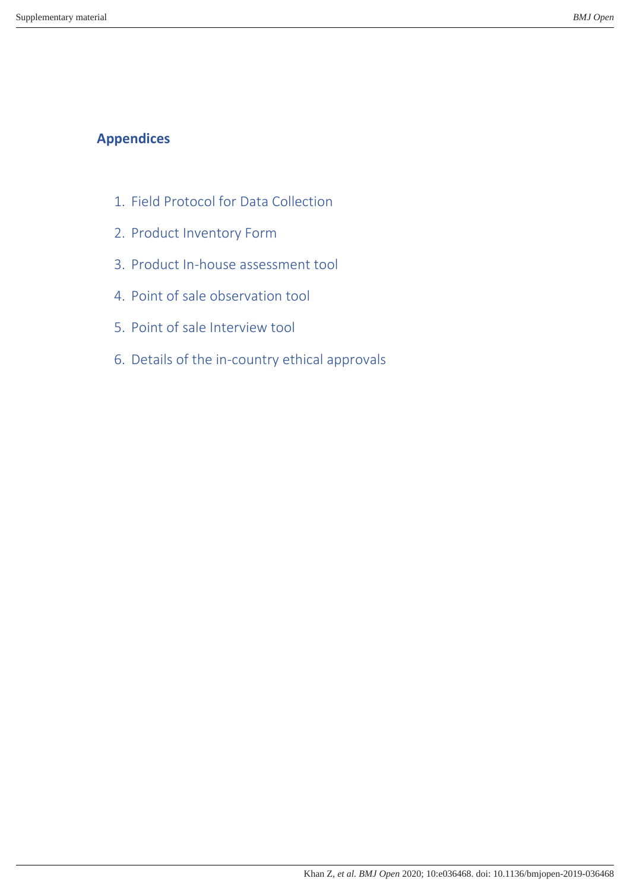## Appendices

1. Field Protocol for Data Collection
2. Product Inventory Form
3. Product In-house assessment tool
4. Point of sale observation tool
5. Point of sale Interview tool
6. Details of the in-country ethical approvals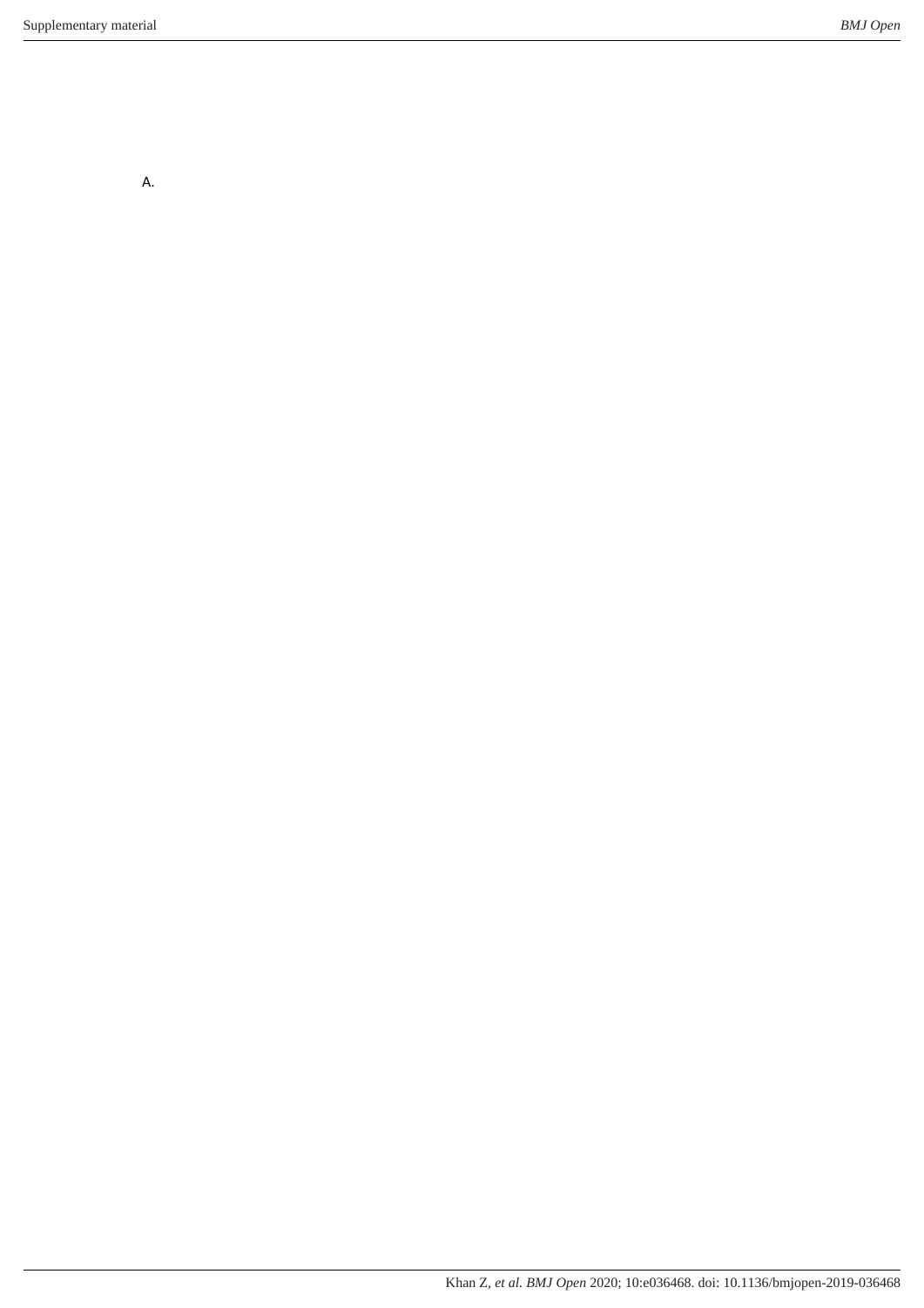A.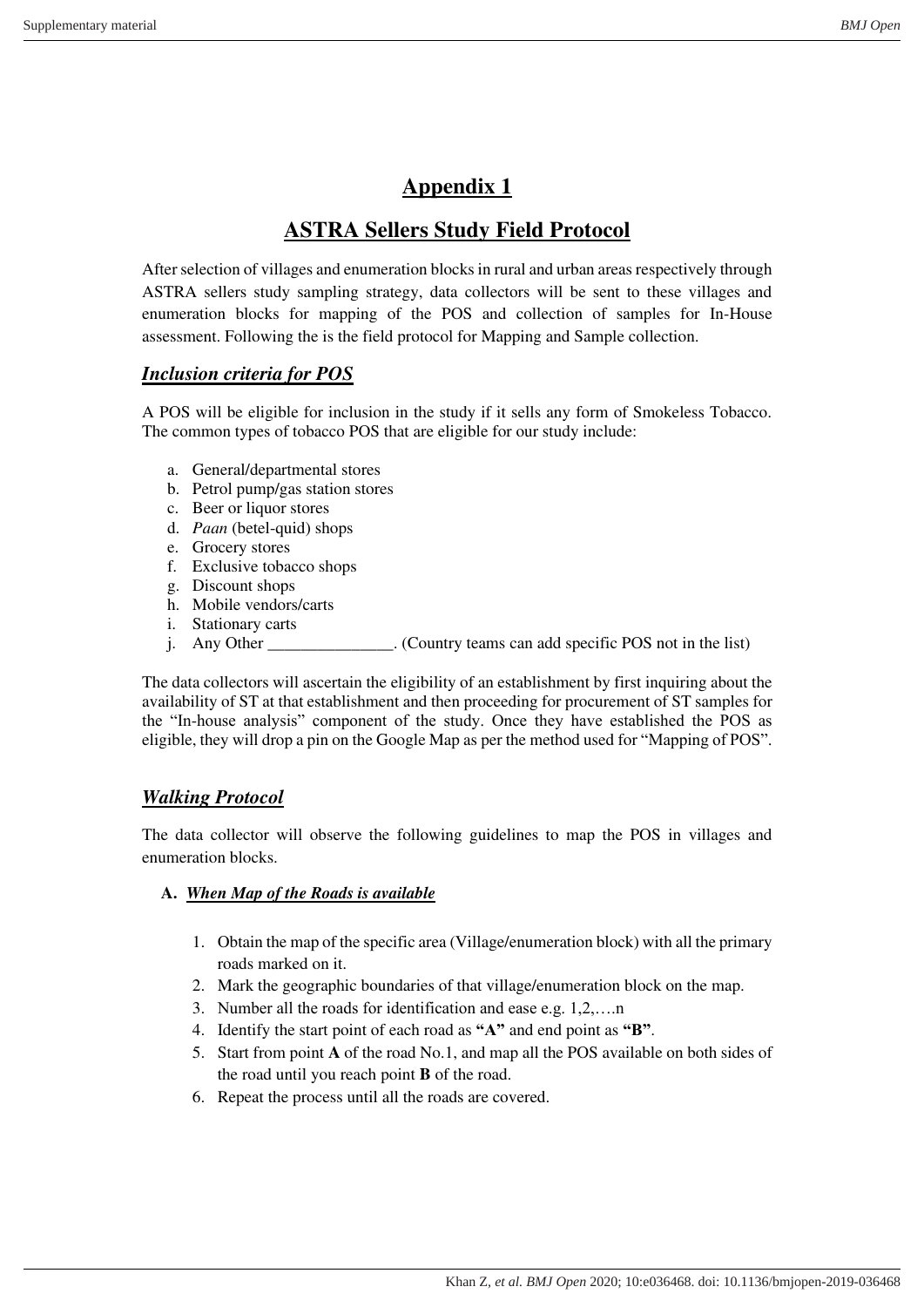# Appendix 1

# ASTRA Sellers Study Field Protocol

After selection of villages and enumeration blocks in rural and urban areas respectively through ASTRA sellers study sampling strategy, data collectors will be sent to these villages and enumeration blocks for mapping of the POS and collection of samples for In-House assessment. Following the is the field protocol for Mapping and Sample collection.

## *Inclusion criteria for POS*

A POS will be eligible for inclusion in the study if it sells any form of Smokeless Tobacco. The common types of tobacco POS that are eligible for our study include:

a. General/departmental stores
b. Petrol pump/gas station stores
c. Beer or liquor stores
d. *Paan* (betel-quid) shops
e. Grocery stores
f. Exclusive tobacco shops
g. Discount shops
h. Mobile vendors/carts
i. Stationary carts
j. Any Other _______________. (Country teams can add specific POS not in the list)

The data collectors will ascertain the eligibility of an establishment by first inquiring about the availability of ST at that establishment and then proceeding for procurement of ST samples for the "In-house analysis" component of the study. Once they have established the POS as eligible, they will drop a pin on the Google Map as per the method used for "Mapping of POS".

## *Walking Protocol*

The data collector will observe the following guidelines to map the POS in villages and enumeration blocks.

### A. *When Map of the Roads is available*

1. Obtain the map of the specific area (Village/enumeration block) with all the primary roads marked on it.
2. Mark the geographic boundaries of that village/enumeration block on the map.
3. Number all the roads for identification and ease e.g. 1,2,….n
4. Identify the start point of each road as **"A"** and end point as **"B"**.
5. Start from point **A** of the road No.1, and map all the POS available on both sides of the road until you reach point **B** of the road.
6. Repeat the process until all the roads are covered.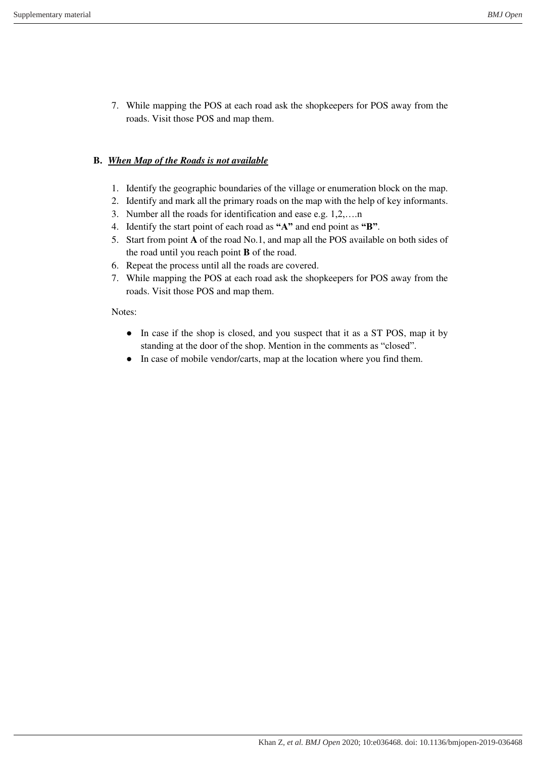7. While mapping the POS at each road ask the shopkeepers for POS away from the roads. Visit those POS and map them.

**B. *When Map of the Roads is not available***

1. Identify the geographic boundaries of the village or enumeration block on the map.
2. Identify and mark all the primary roads on the map with the help of key informants.
3. Number all the roads for identification and ease e.g. 1,2,….n
4. Identify the start point of each road as **"A"** and end point as **"B"**.
5. Start from point **A** of the road No.1, and map all the POS available on both sides of the road until you reach point **B** of the road.
6. Repeat the process until all the roads are covered.
7. While mapping the POS at each road ask the shopkeepers for POS away from the roads. Visit those POS and map them.

Notes:

- In case if the shop is closed, and you suspect that it as a ST POS, map it by standing at the door of the shop. Mention in the comments as "closed".
- In case of mobile vendor/carts, map at the location where you find them.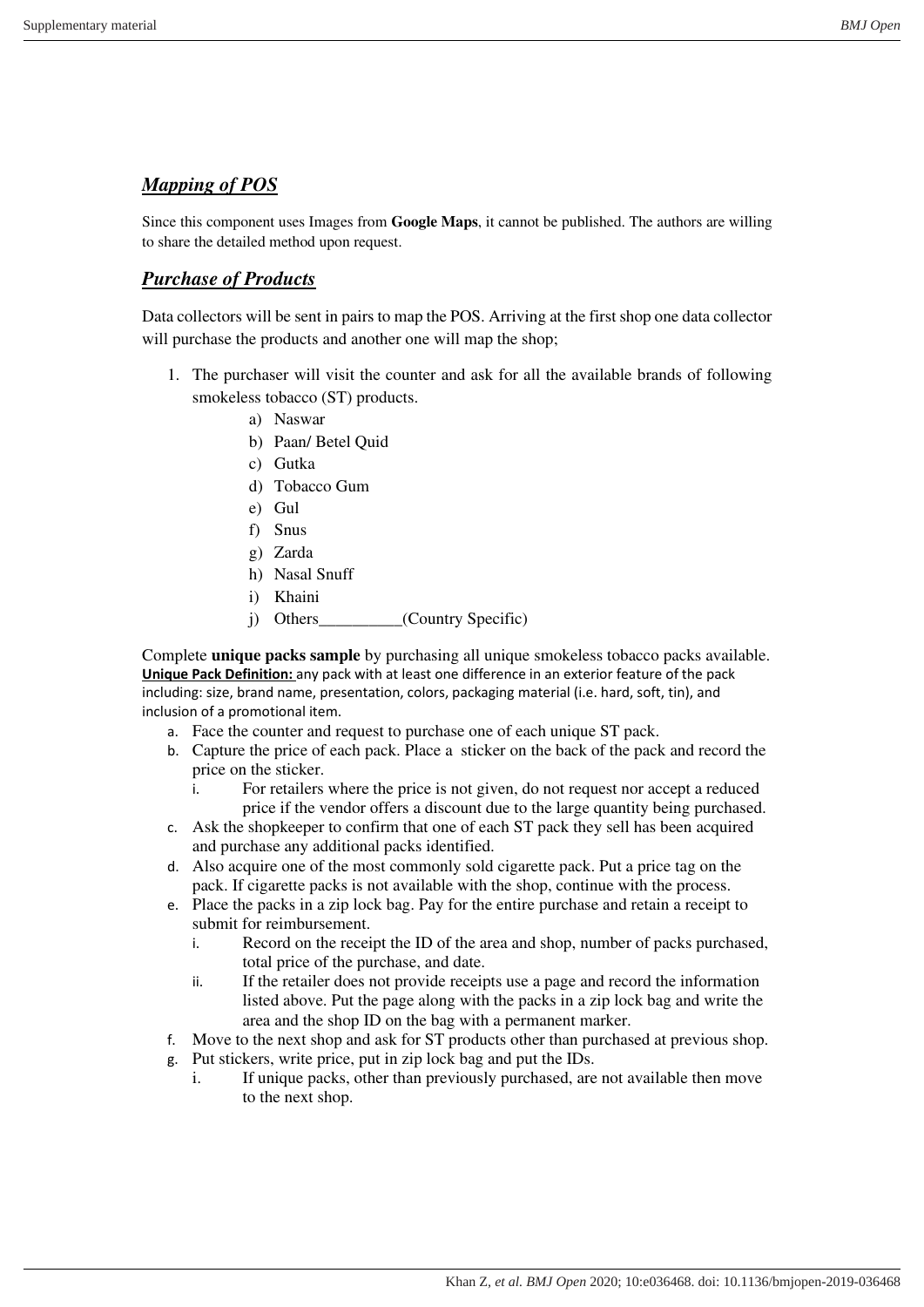## ***Mapping of POS***

Since this component uses Images from **Google Maps**, it cannot be published. The authors are willing to share the detailed method upon request.

## ***Purchase of Products***

Data collectors will be sent in pairs to map the POS. Arriving at the first shop one data collector will purchase the products and another one will map the shop;

1. The purchaser will visit the counter and ask for all the available brands of following smokeless tobacco (ST) products.
   a) Naswar
   b) Paan/ Betel Quid
   c) Gutka
   d) Tobacco Gum
   e) Gul
   f) Snus
   g) Zarda
   h) Nasal Snuff
   i) Khaini
   j) Others__________(Country Specific)

Complete **unique packs sample** by purchasing all unique smokeless tobacco packs available.
**Unique Pack Definition:** any pack with at least one difference in an exterior feature of the pack including: size, brand name, presentation, colors, packaging material (i.e. hard, soft, tin), and inclusion of a promotional item.

a. Face the counter and request to purchase one of each unique ST pack.
b. Capture the price of each pack. Place a sticker on the back of the pack and record the price on the sticker.
   i. For retailers where the price is not given, do not request nor accept a reduced price if the vendor offers a discount due to the large quantity being purchased.
c. Ask the shopkeeper to confirm that one of each ST pack they sell has been acquired and purchase any additional packs identified.
d. Also acquire one of the most commonly sold cigarette pack. Put a price tag on the pack. If cigarette packs is not available with the shop, continue with the process.
e. Place the packs in a zip lock bag. Pay for the entire purchase and retain a receipt to submit for reimbursement.
   i. Record on the receipt the ID of the area and shop, number of packs purchased, total price of the purchase, and date.
   ii. If the retailer does not provide receipts use a page and record the information listed above. Put the page along with the packs in a zip lock bag and write the area and the shop ID on the bag with a permanent marker.
f. Move to the next shop and ask for ST products other than purchased at previous shop.
g. Put stickers, write price, put in zip lock bag and put the IDs.
   i. If unique packs, other than previously purchased, are not available then move to the next shop.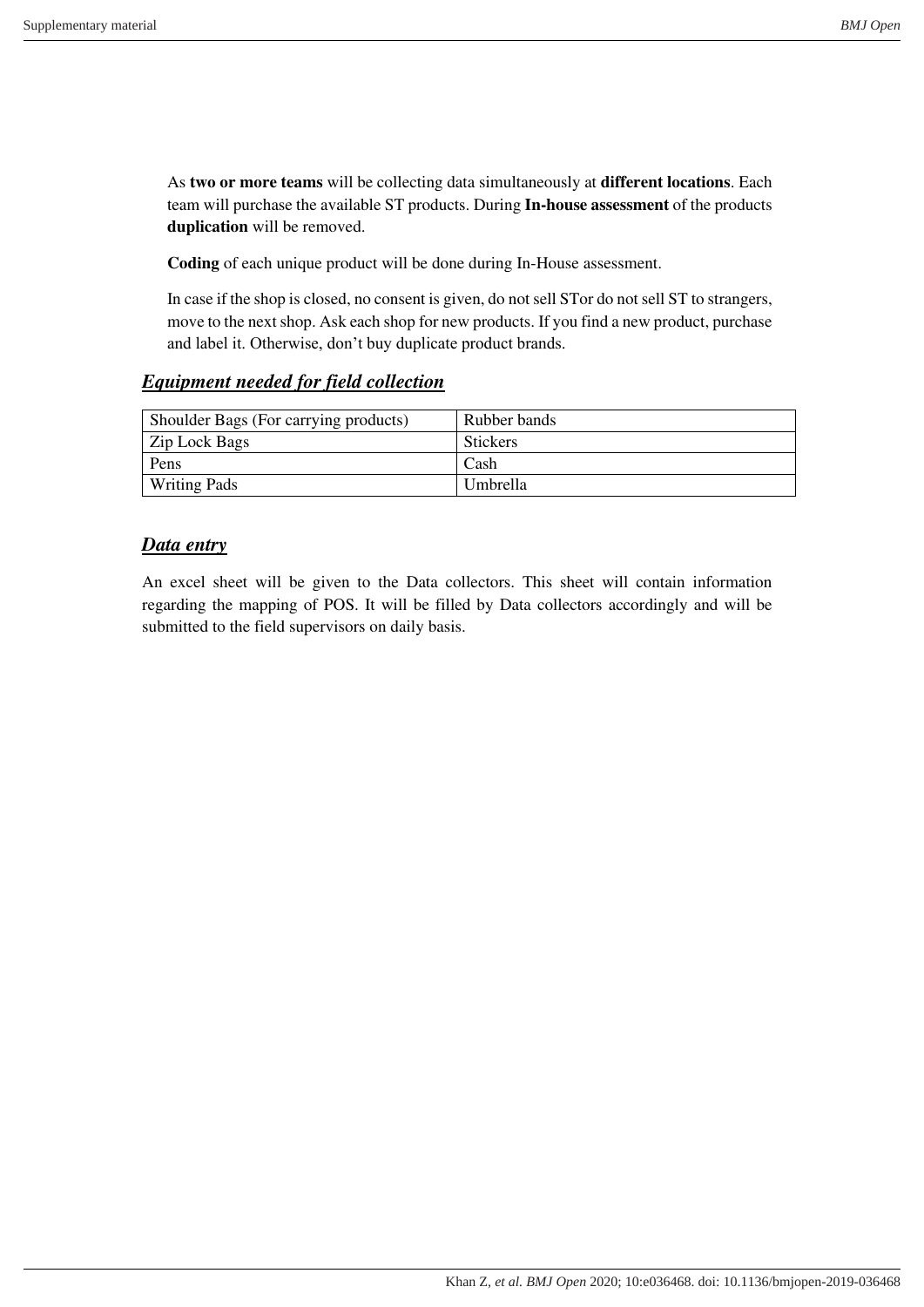As **two or more teams** will be collecting data simultaneously at **different locations**. Each team will purchase the available ST products. During **In-house assessment** of the products **duplication** will be removed.

**Coding** of each unique product will be done during In-House assessment.

In case if the shop is closed, no consent is given, do not sell STor do not sell ST to strangers, move to the next shop. Ask each shop for new products. If you find a new product, purchase and label it. Otherwise, don't buy duplicate product brands.

## ***Equipment needed for field collection***

| Shoulder Bags (For carrying products) | Rubber bands |
|---|---|
| Zip Lock Bags | Stickers |
| Pens | Cash |
| Writing Pads | Umbrella |

## ***Data entry***

An excel sheet will be given to the Data collectors. This sheet will contain information regarding the mapping of POS. It will be filled by Data collectors accordingly and will be submitted to the field supervisors on daily basis.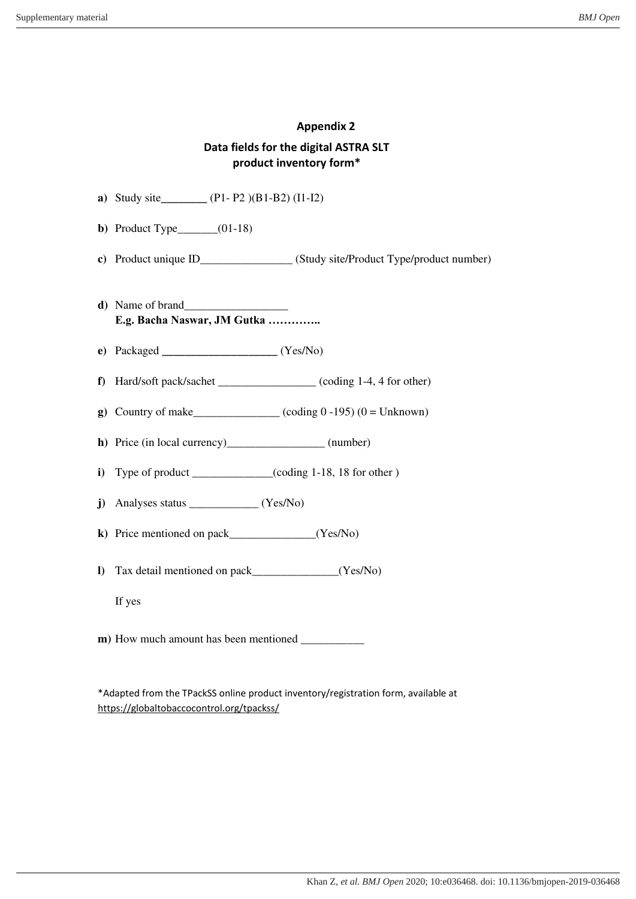## Appendix 2

### Data fields for the digital ASTRA SLT product inventory form*

**a)** Study site________ (P1- P2 )(B1-B2) (I1-I2)

**b)** Product Type_______(01-18)

**c)** Product unique ID________________ (Study site/Product Type/product number)

**d)** Name of brand__________________
**E.g. Bacha Naswar, JM Gutka …………..**

**e)** Packaged ____________________ (Yes/No)

**f)** Hard/soft pack/sachet _________________ (coding 1-4, 4 for other)

**g)** Country of make_______________ (coding 0 -195) (0 = Unknown)

**h)** Price (in local currency)_________________ (number)

**i)** Type of product ______________(coding 1-18, 18 for other )

**j)** Analyses status ____________ (Yes/No)

**k)** Price mentioned on pack_______________(Yes/No)

**l)** Tax detail mentioned on pack_______________(Yes/No)

If yes

**m)** How much amount has been mentioned ___________

*Adapted from the TPackSS online product inventory/registration form, available at https://globaltobaccocontrol.org/tpackss/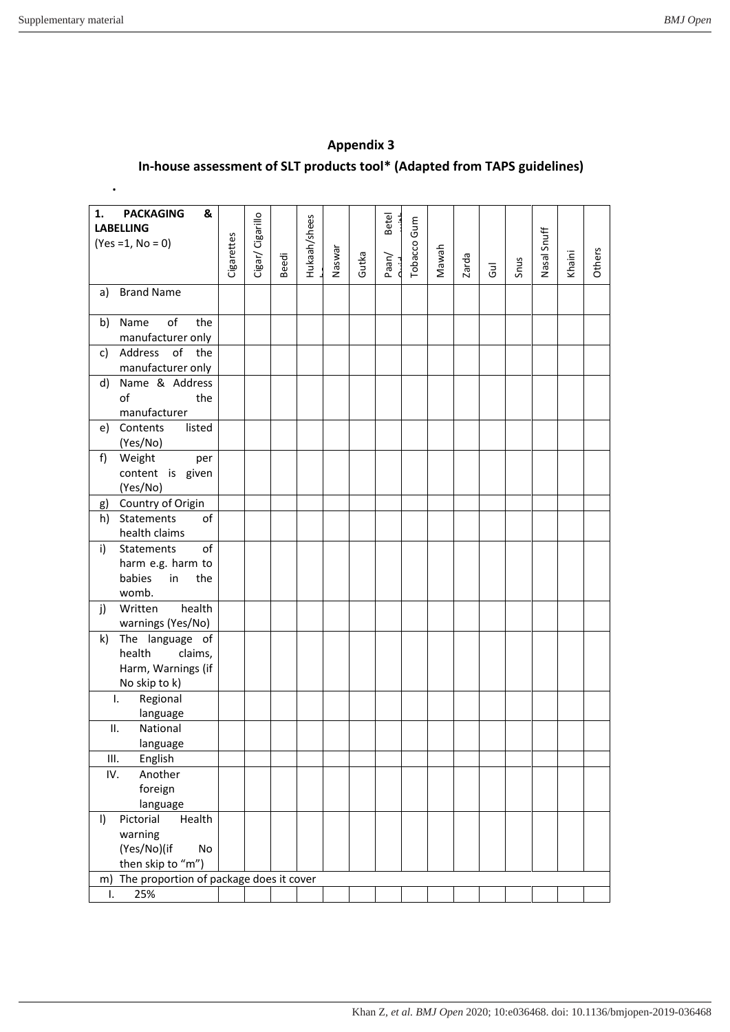# Appendix 3

## In-house assessment of SLT products tool* (Adapted from TAPS guidelines)

| 1. PACKAGING & LABELLING (Yes =1, No = 0) | Cigarettes | Cigar/ Cigarillo | Beedi | Hukaah/sheesha | Naswar | Gutka | Paan/ Betel Quid with | Tobacco Gum | Mawah | Zarda | Gul | Snus | Nasal Snuff | Khaini | Others |
|---|---|---|---|---|---|---|---|---|---|---|---|---|---|---|---|
| a) Brand Name | | | | | | | | | | | | | | | |
| b) Name of the manufacturer only | | | | | | | | | | | | | | | |
| c) Address of the manufacturer only | | | | | | | | | | | | | | | |
| d) Name & Address of the manufacturer | | | | | | | | | | | | | | | |
| e) Contents listed (Yes/No) | | | | | | | | | | | | | | | |
| f) Weight per content is given (Yes/No) | | | | | | | | | | | | | | | |
| g) Country of Origin | | | | | | | | | | | | | | | |
| h) Statements of health claims | | | | | | | | | | | | | | | |
| i) Statements of harm e.g. harm to babies in the womb. | | | | | | | | | | | | | | | |
| j) Written health warnings (Yes/No) | | | | | | | | | | | | | | | |
| k) The language of health claims, Harm, Warnings (if No skip to k) | | | | | | | | | | | | | | | |
| I. Regional language | | | | | | | | | | | | | | | |
| II. National language | | | | | | | | | | | | | | | |
| III. English | | | | | | | | | | | | | | | |
| IV. Another foreign language | | | | | | | | | | | | | | | |
| l) Pictorial Health warning (Yes/No)(if No then skip to "m") | | | | | | | | | | | | | | | |
| m) The proportion of package does it cover | | | | | | | | | | | | | | | |
| I. 25% | | | | | | | | | | | | | | | |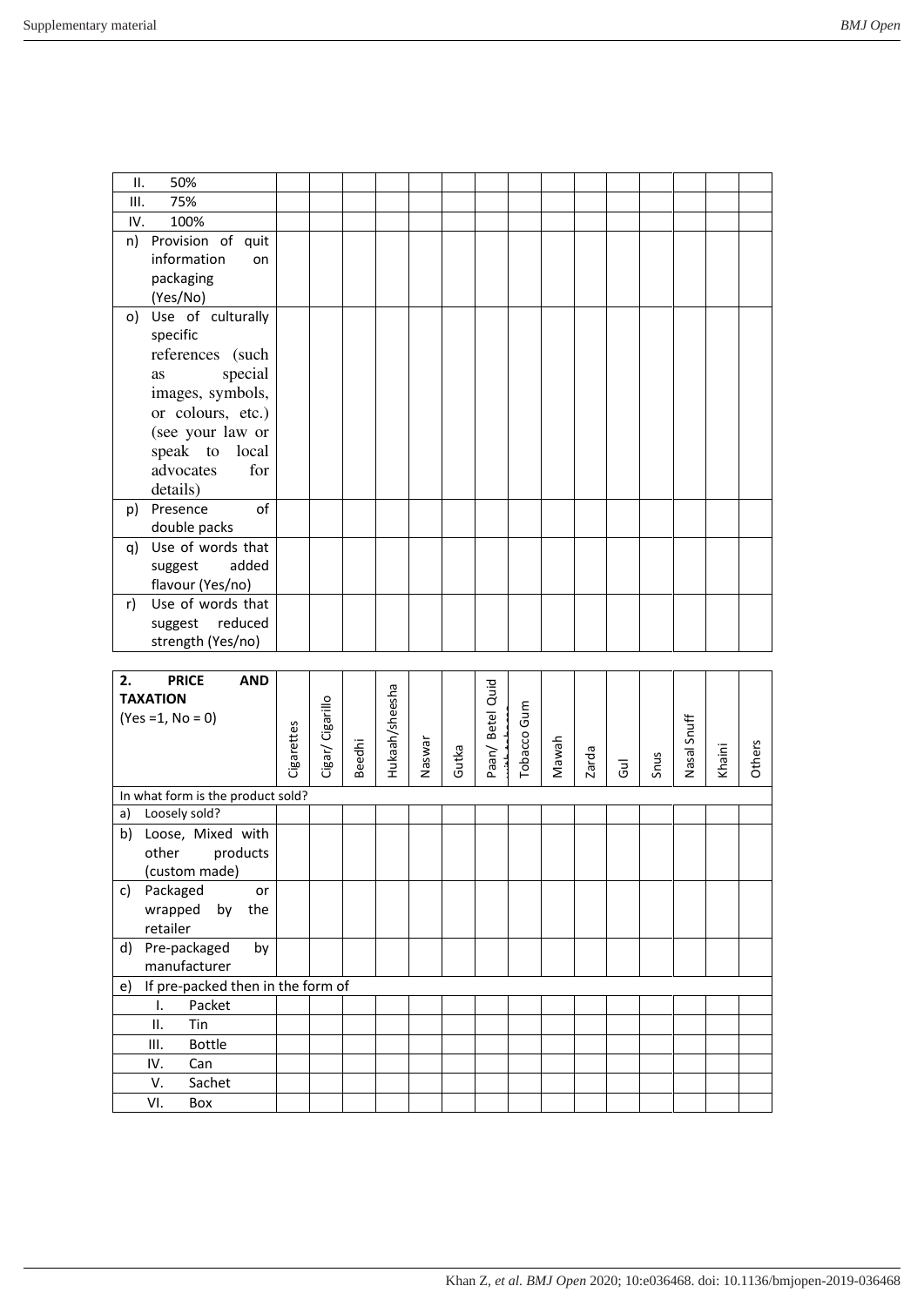| | | | | | | | | | | | | | | | |
|---|---|---|---|---|---|---|---|---|---|---|---|---|---|---|---|
| II. 50% | | | | | | | | | | | | | | | |
| III. 75% | | | | | | | | | | | | | | | |
| IV. 100% | | | | | | | | | | | | | | | |
| n) Provision of quit information on packaging (Yes/No) | | | | | | | | | | | | | | | |
| o) Use of culturally specific references (such as special images, symbols, or colours, etc.) (see your law or speak to local advocates for details) | | | | | | | | | | | | | | | |
| p) Presence of double packs | | | | | | | | | | | | | | | |
| q) Use of words that suggest added flavour (Yes/no) | | | | | | | | | | | | | | | |
| r) Use of words that suggest reduced strength (Yes/no) | | | | | | | | | | | | | | | |

| **2. PRICE AND TAXATION** (Yes =1, No = 0) | Cigarettes | Cigar/ Cigarillo | Beedhi | Hukaah/sheesha | Naswar | Gutka | Paan/ Betel Quid with tobacco | Tobacco Gum | Mawah | Zarda | Gul | Snus | Nasal Snuff | Khaini | Others |
|---|---|---|---|---|---|---|---|---|---|---|---|---|---|---|---|
| In what form is the product sold? | | | | | | | | | | | | | | | |
| a) Loosely sold? | | | | | | | | | | | | | | | |
| b) Loose, Mixed with other products (custom made) | | | | | | | | | | | | | | | |
| c) Packaged or wrapped by the retailer | | | | | | | | | | | | | | | |
| d) Pre-packaged by manufacturer | | | | | | | | | | | | | | | |
| e) If pre-packed then in the form of | | | | | | | | | | | | | | | |
| I. Packet | | | | | | | | | | | | | | | |
| II. Tin | | | | | | | | | | | | | | | |
| III. Bottle | | | | | | | | | | | | | | | |
| IV. Can | | | | | | | | | | | | | | | |
| V. Sachet | | | | | | | | | | | | | | | |
| VI. Box | | | | | | | | | | | | | | | |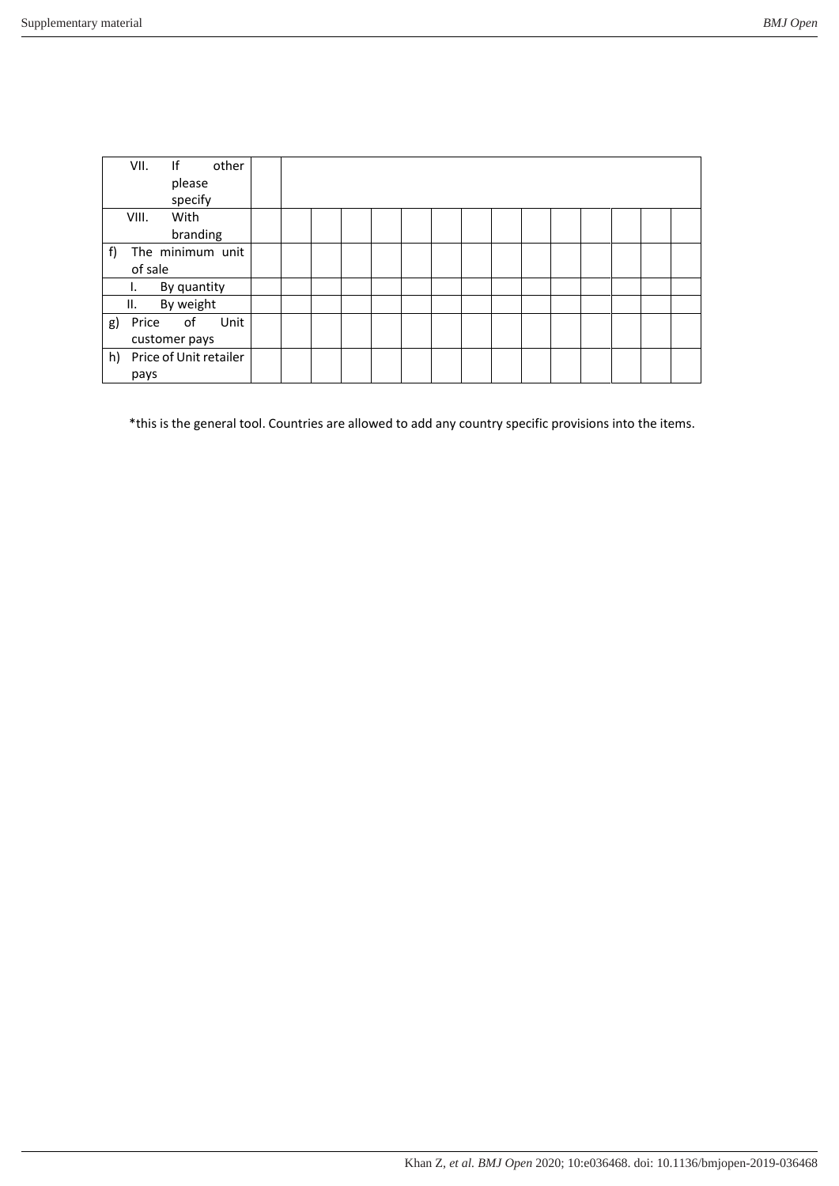| | | | | | | | | | | | | | | |
|---|---|---|---|---|---|---|---|---|---|---|---|---|---|---|
| VII. If other please specify | | | | | | | | | | | | | | |
| VIII. With branding | | | | | | | | | | | | | | |
| f) The minimum unit of sale | | | | | | | | | | | | | | |
| I. By quantity | | | | | | | | | | | | | | |
| II. By weight | | | | | | | | | | | | | | |
| g) Price of Unit customer pays | | | | | | | | | | | | | | |
| h) Price of Unit retailer pays | | | | | | | | | | | | | | |

*this is the general tool. Countries are allowed to add any country specific provisions into the items.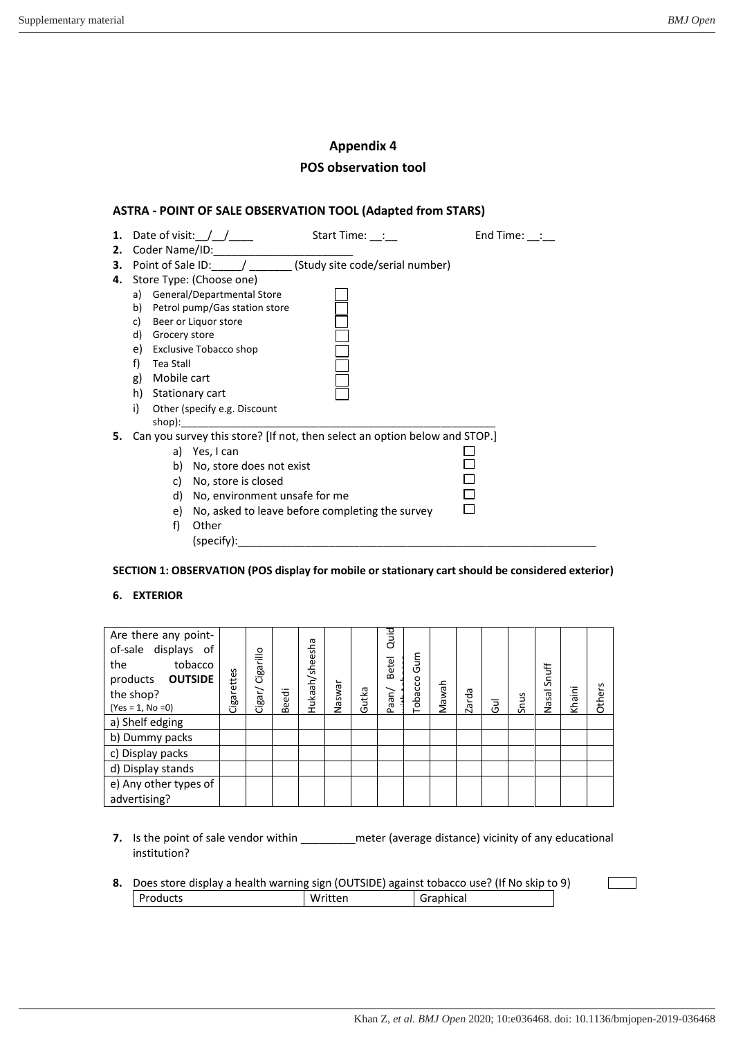## Appendix 4

## POS observation tool

### ASTRA - POINT OF SALE OBSERVATION TOOL (Adapted from STARS)

1. Date of visit:__/__/____ Start Time: __:__ End Time: __:__
2. Coder Name/ID:______________________
3. Point of Sale ID:_____/ _______ (Study site code/serial number)
4. Store Type: (Choose one)
   a) General/Departmental Store ☐
   b) Petrol pump/Gas station store ☐
   c) Beer or Liquor store ☐
   d) Grocery store ☐
   e) Exclusive Tobacco shop ☐
   f) Tea Stall ☐
   g) Mobile cart ☐
   h) Stationary cart ☐
   i) Other (specify e.g. Discount shop):_______________________________________________________
5. Can you survey this store? [If not, then select an option below and STOP.]
   a) Yes, I can ☐
   b) No, store does not exist ☐
   c) No, store is closed ☐
   d) No, environment unsafe for me ☐
   e) No, asked to leave before completing the survey ☐
   f) Other (specify):___________________________________________________________

**SECTION 1: OBSERVATION (POS display for mobile or stationary cart should be considered exterior)**

6. **EXTERIOR**

| Are there any point-of-sale displays of the tobacco products **OUTSIDE** the shop? (Yes = 1, No =0) | Cigarettes | Cigar/ Cigarillo | Beedi | Hukaah/sheesha | Naswar | Gutka | Paan/ Betel Quid with tobacco | Tobacco Gum | Mawah | Zarda | Gul | Snus | Nasal Snuff | Khaini | Others |
|---|---|---|---|---|---|---|---|---|---|---|---|---|---|---|---|
| a) Shelf edging | | | | | | | | | | | | | | | |
| b) Dummy packs | | | | | | | | | | | | | | | |
| c) Display packs | | | | | | | | | | | | | | | |
| d) Display stands | | | | | | | | | | | | | | | |
| e) Any other types of advertising? | | | | | | | | | | | | | | | |

7. Is the point of sale vendor within _________meter (average distance) vicinity of any educational institution?

8. Does store display a health warning sign (OUTSIDE) against tobacco use? (If No skip to 9) ☐

| Products | Written | Graphical |
|---|---|---|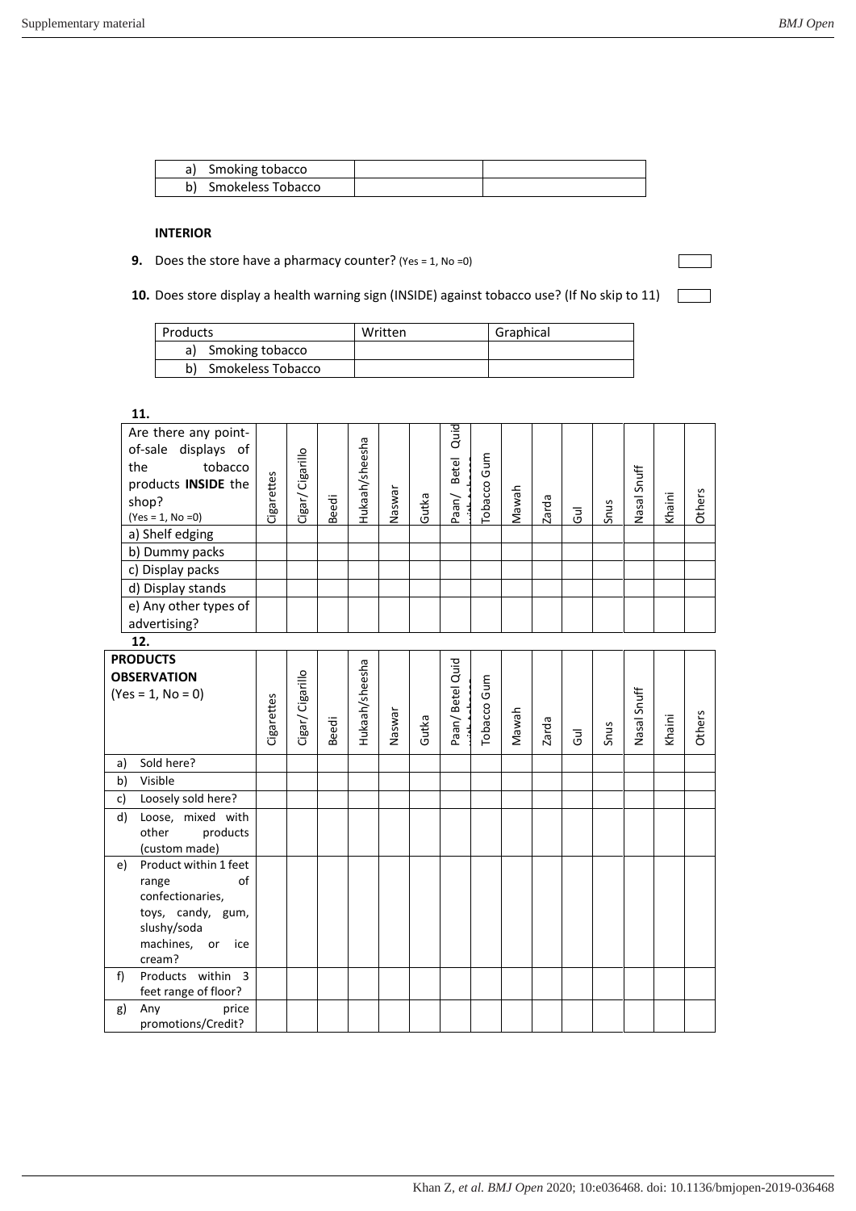| | | |
|---|---|---|
| a) Smoking tobacco | | |
| b) Smokeless Tobacco | | |

**INTERIOR**

**9.** Does the store have a pharmacy counter? (Yes = 1, No =0)

**10.** Does store display a health warning sign (INSIDE) against tobacco use? (If No skip to 11)

| Products | Written | Graphical |
|---|---|---|
| a) Smoking tobacco | | |
| b) Smokeless Tobacco | | |

**11.**

| Are there any point-of-sale displays of the tobacco products **INSIDE** the shop? (Yes = 1, No =0) | Cigarettes | Cigar/ Cigarillo | Beedi | Hukaah/sheesha | Naswar | Gutka | Paan/ Betel Quid with tobacco | Tobacco Gum | Mawah | Zarda | Gul | Snus | Nasal Snuff | Khaini | Others |
|---|---|---|---|---|---|---|---|---|---|---|---|---|---|---|---|
| a) Shelf edging | | | | | | | | | | | | | | | |
| b) Dummy packs | | | | | | | | | | | | | | | |
| c) Display packs | | | | | | | | | | | | | | | |
| d) Display stands | | | | | | | | | | | | | | | |
| e) Any other types of advertising? | | | | | | | | | | | | | | | |

**12.**

| **PRODUCTS OBSERVATION** (Yes = 1, No = 0) | Cigarettes | Cigar/ Cigarillo | Beedi | Hukaah/sheesha | Naswar | Gutka | Paan/ Betel Quid with tobacco | Tobacco Gum | Mawah | Zarda | Gul | Snus | Nasal Snuff | Khaini | Others |
|---|---|---|---|---|---|---|---|---|---|---|---|---|---|---|---|
| a) Sold here? | | | | | | | | | | | | | | | |
| b) Visible | | | | | | | | | | | | | | | |
| c) Loosely sold here? | | | | | | | | | | | | | | | |
| d) Loose, mixed with other products (custom made) | | | | | | | | | | | | | | | |
| e) Product within 1 feet range of confectionaries, toys, candy, gum, slushy/soda machines, or ice cream? | | | | | | | | | | | | | | | |
| f) Products within 3 feet range of floor? | | | | | | | | | | | | | | | |
| g) Any price promotions/Credit? | | | | | | | | | | | | | | | |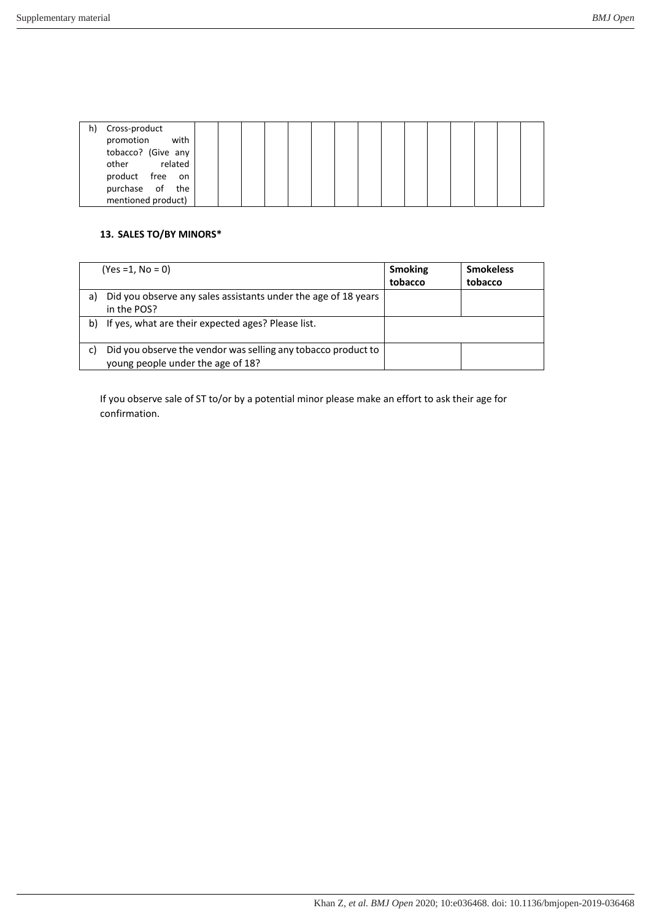| h) Cross-product promotion with tobacco? (Give any other related product free on purchase of the mentioned product) | | | | | | | | | | | | | | | |
|---|---|---|---|---|---|---|---|---|---|---|---|---|---|---|---|

**13. SALES TO/BY MINORS***

| (Yes =1, No = 0) | **Smoking tobacco** | **Smokeless tobacco** |
|---|---|---|
| a) Did you observe any sales assistants under the age of 18 years in the POS? | | |
| b) If yes, what are their expected ages? Please list. | | |
| c) Did you observe the vendor was selling any tobacco product to young people under the age of 18? | | |

If you observe sale of ST to/or by a potential minor please make an effort to ask their age for confirmation.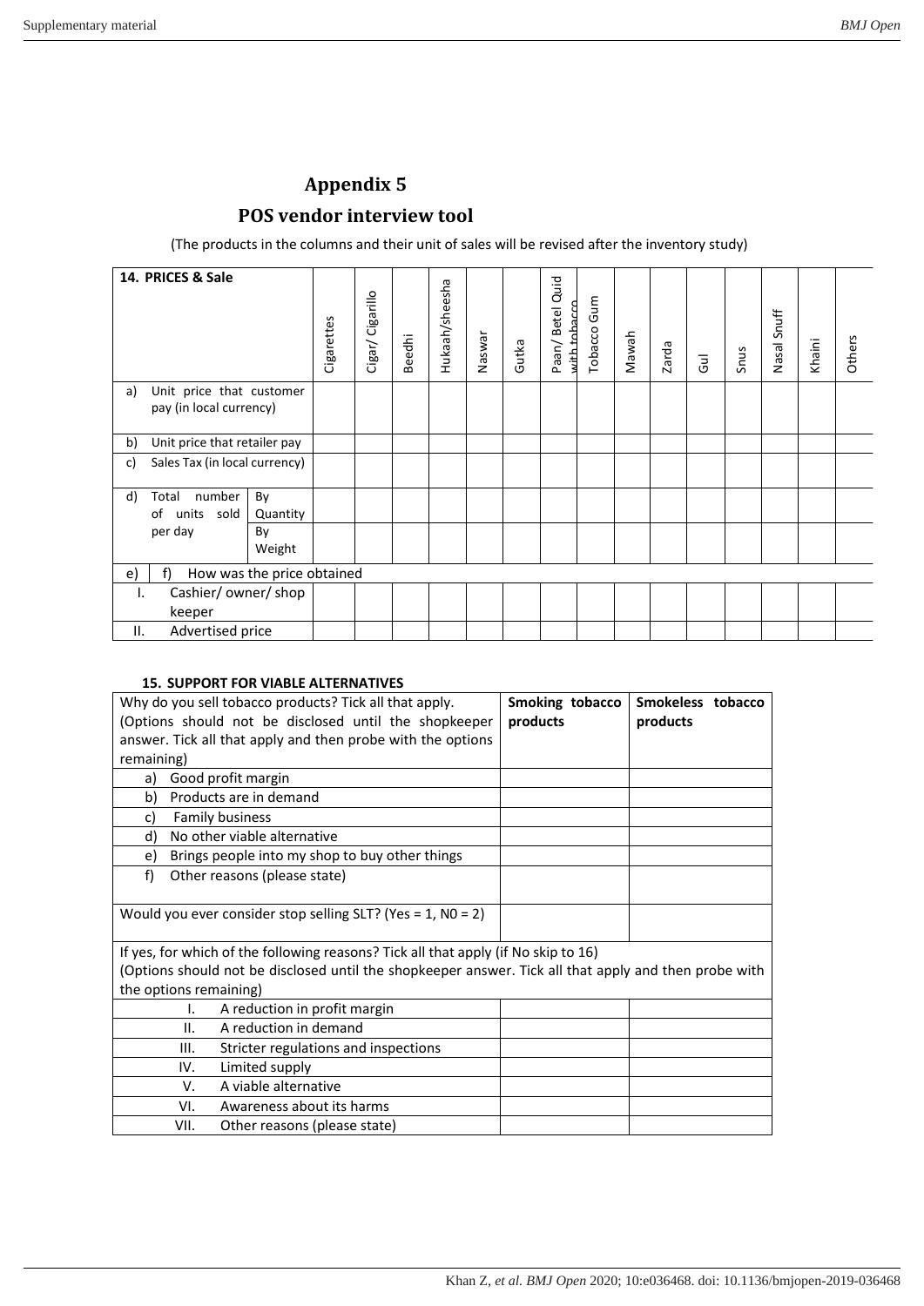# Appendix 5

## POS vendor interview tool

(The products in the columns and their unit of sales will be revised after the inventory study)

| 14. PRICES & Sale | | Cigarettes | Cigar/ Cigarillo | Beedhi | Hukaah/sheesha | Naswar | Gutka | Paan/ Betel Quid with tobacco | Tobacco Gum | Mawah | Zarda | Gul | Snus | Nasal Snuff | Khaini | Others |
|---|---|---|---|---|---|---|---|---|---|---|---|---|---|---|---|---|
| a) Unit price that customer pay (in local currency) | | | | | | | | | | | | | | | | |
| b) Unit price that retailer pay | | | | | | | | | | | | | | | | |
| c) Sales Tax (in local currency) | | | | | | | | | | | | | | | | |
| d) Total number of units sold per day | By Quantity | | | | | | | | | | | | | | | |
| | By Weight | | | | | | | | | | | | | | | |
| e) f) How was the price obtained | | | | | | | | | | | | | | | | |
| I. Cashier/ owner/ shop keeper | | | | | | | | | | | | | | | | |
| II. Advertised price | | | | | | | | | | | | | | | | |

**15. SUPPORT FOR VIABLE ALTERNATIVES**

| Why do you sell tobacco products? Tick all that apply. (Options should not be disclosed until the shopkeeper answer. Tick all that apply and then probe with the options remaining) | **Smoking tobacco products** | **Smokeless tobacco products** |
|---|---|---|
| a) Good profit margin | | |
| b) Products are in demand | | |
| c) Family business | | |
| d) No other viable alternative | | |
| e) Brings people into my shop to buy other things | | |
| f) Other reasons (please state) | | |
| Would you ever consider stop selling SLT? (Yes = 1, N0 = 2) | | |
| If yes, for which of the following reasons? Tick all that apply (if No skip to 16) (Options should not be disclosed until the shopkeeper answer. Tick all that apply and then probe with the options remaining) | | |
| I. A reduction in profit margin | | |
| II. A reduction in demand | | |
| III. Stricter regulations and inspections | | |
| IV. Limited supply | | |
| V. A viable alternative | | |
| VI. Awareness about its harms | | |
| VII. Other reasons (please state) | | |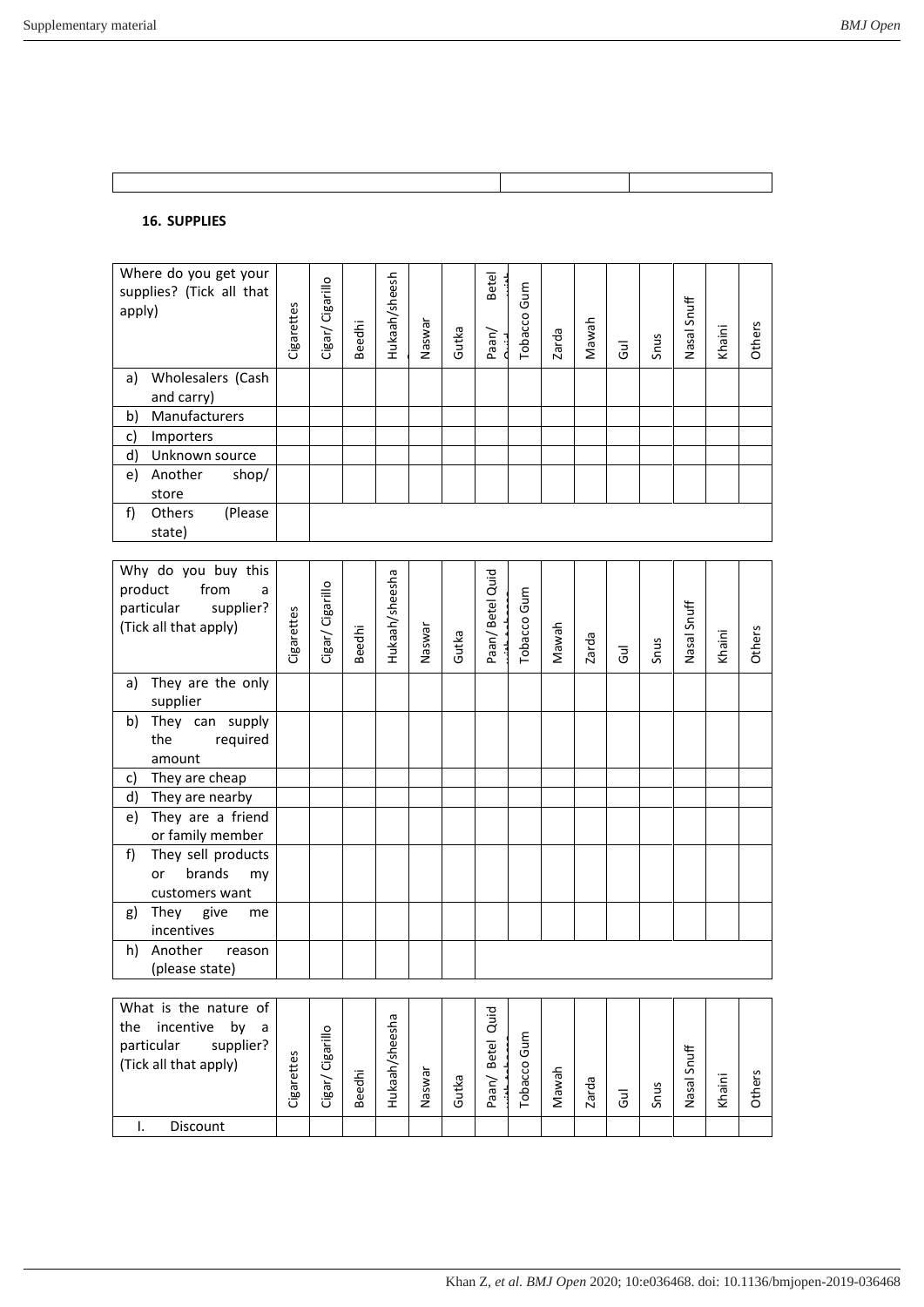| | | |
|---|---|---|
| | | |

**16. SUPPLIES**

| Where do you get your supplies? (Tick all that apply) | Cigarettes | Cigar/ Cigarillo | Beedhi | Hukaah/sheesh | Naswar | Gutka | Paan/ Betel Quid with | Tobacco Gum | Zarda | Mawah | Gul | Snus | Nasal Snuff | Khaini | Others |
|---|---|---|---|---|---|---|---|---|---|---|---|---|---|---|---|
| a) Wholesalers (Cash and carry) | | | | | | | | | | | | | | | |
| b) Manufacturers | | | | | | | | | | | | | | | |
| c) Importers | | | | | | | | | | | | | | | |
| d) Unknown source | | | | | | | | | | | | | | | |
| e) Another shop/ store | | | | | | | | | | | | | | | |
| f) Others (Please state) | | | | | | | | | | | | | | | |

| Why do you buy this product from a particular supplier? (Tick all that apply) | Cigarettes | Cigar/ Cigarillo | Beedhi | Hukaah/sheesha | Naswar | Gutka | Paan/ Betel Quid with tobacco | Tobacco Gum | Mawah | Zarda | Gul | Snus | Nasal Snuff | Khaini | Others |
|---|---|---|---|---|---|---|---|---|---|---|---|---|---|---|---|
| a) They are the only supplier | | | | | | | | | | | | | | | |
| b) They can supply the required amount | | | | | | | | | | | | | | | |
| c) They are cheap | | | | | | | | | | | | | | | |
| d) They are nearby | | | | | | | | | | | | | | | |
| e) They are a friend or family member | | | | | | | | | | | | | | | |
| f) They sell products or brands my customers want | | | | | | | | | | | | | | | |
| g) They give me incentives | | | | | | | | | | | | | | | |
| h) Another reason (please state) | | | | | | | | | | | | | | | |

| What is the nature of the incentive by a particular supplier? (Tick all that apply) | Cigarettes | Cigar/ Cigarillo | Beedhi | Hukaah/sheesha | Naswar | Gutka | Paan/ Betel Quid with tobacco | Tobacco Gum | Mawah | Zarda | Gul | Snus | Nasal Snuff | Khaini | Others |
|---|---|---|---|---|---|---|---|---|---|---|---|---|---|---|---|
| I. Discount | | | | | | | | | | | | | | | |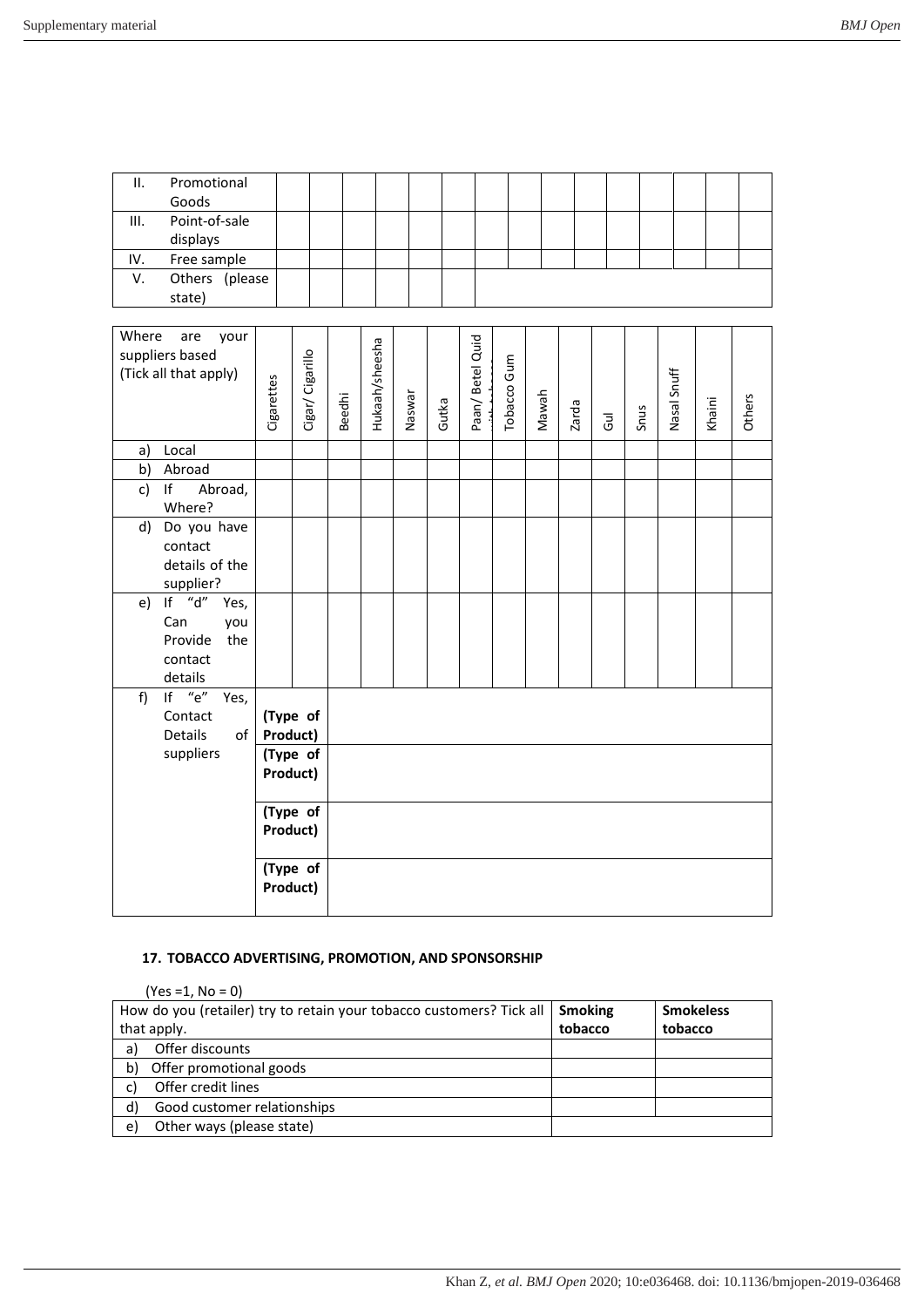| II. | Promotional Goods | | | | | | | | | | | | | | | |
|---|---|---|---|---|---|---|---|---|---|---|---|---|---|---|---|---|
| III. | Point-of-sale displays | | | | | | | | | | | | | | | |
| IV. | Free sample | | | | | | | | | | | | | | | |
| V. | Others (please state) | | | | | | | | | | | | | | | |

| Where are your suppliers based (Tick all that apply) | Cigarettes | Cigar/ Cigarillo | Beedhi | Hukaah/sheesha | Naswar | Gutka | Paan/ Betel Quid with tobacco | Tobacco Gum | Mawah | Zarda | Gul | Snus | Nasal Snuff | Khaini | Others |
|---|---|---|---|---|---|---|---|---|---|---|---|---|---|---|---|
| a) Local | | | | | | | | | | | | | | | |
| b) Abroad | | | | | | | | | | | | | | | |
| c) If Abroad, Where? | | | | | | | | | | | | | | | |
| d) Do you have contact details of the supplier? | | | | | | | | | | | | | | | |
| e) If "d" Yes, Can you Provide the contact details | | | | | | | | | | | | | | | |
| f) If "e" Yes, Contact Details of suppliers | **(Type of Product)** | | | | | | | | | | | | | | |
| | **(Type of Product)** | | | | | | | | | | | | | | |
| | **(Type of Product)** | | | | | | | | | | | | | | |
| | **(Type of Product)** | | | | | | | | | | | | | | |

### 17. TOBACCO ADVERTISING, PROMOTION, AND SPONSORSHIP

(Yes =1, No = 0)

| How do you (retailer) try to retain your tobacco customers? Tick all that apply. | **Smoking tobacco** | **Smokeless tobacco** |
|---|---|---|
| a) Offer discounts | | |
| b) Offer promotional goods | | |
| c) Offer credit lines | | |
| d) Good customer relationships | | |
| e) Other ways (please state) | | |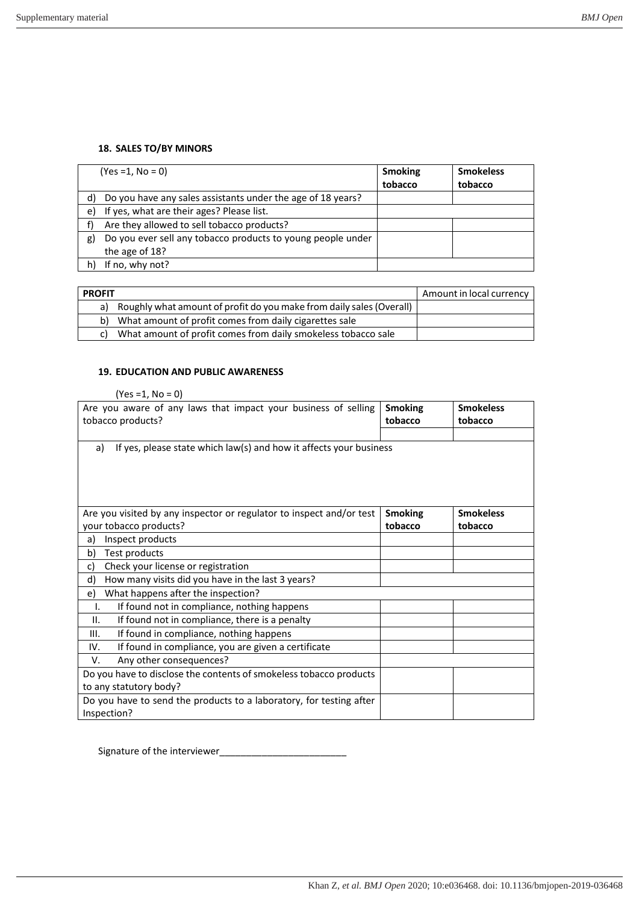**18. SALES TO/BY MINORS**

| (Yes =1, No = 0) | Smoking tobacco | Smokeless tobacco |
|---|---|---|
| d) Do you have any sales assistants under the age of 18 years? | | |
| e) If yes, what are their ages? Please list. | | |
| f) Are they allowed to sell tobacco products? | | |
| g) Do you ever sell any tobacco products to young people under the age of 18? | | |
| h) If no, why not? | | |

| PROFIT | Amount in local currency |
|---|---|
| a) Roughly what amount of profit do you make from daily sales (Overall) | |
| b) What amount of profit comes from daily cigarettes sale | |
| c) What amount of profit comes from daily smokeless tobacco sale | |

**19. EDUCATION AND PUBLIC AWARENESS**

(Yes =1, No = 0)

| Are you aware of any laws that impact your business of selling tobacco products? | Smoking tobacco | Smokeless tobacco |
|---|---|---|
| | | |
| a) If yes, please state which law(s) and how it affects your business | | |

| Are you visited by any inspector or regulator to inspect and/or test your tobacco products? | Smoking tobacco | Smokeless tobacco |
|---|---|---|
| a) Inspect products | | |
| b) Test products | | |
| c) Check your license or registration | | |
| d) How many visits did you have in the last 3 years? | | |
| e) What happens after the inspection? | | |
| I. If found not in compliance, nothing happens | | |
| II. If found not in compliance, there is a penalty | | |
| III. If found in compliance, nothing happens | | |
| IV. If found in compliance, you are given a certificate | | |
| V. Any other consequences? | | |
| Do you have to disclose the contents of smokeless tobacco products to any statutory body? | | |
| Do you have to send the products to a laboratory, for testing after Inspection? | | |

Signature of the interviewer________________________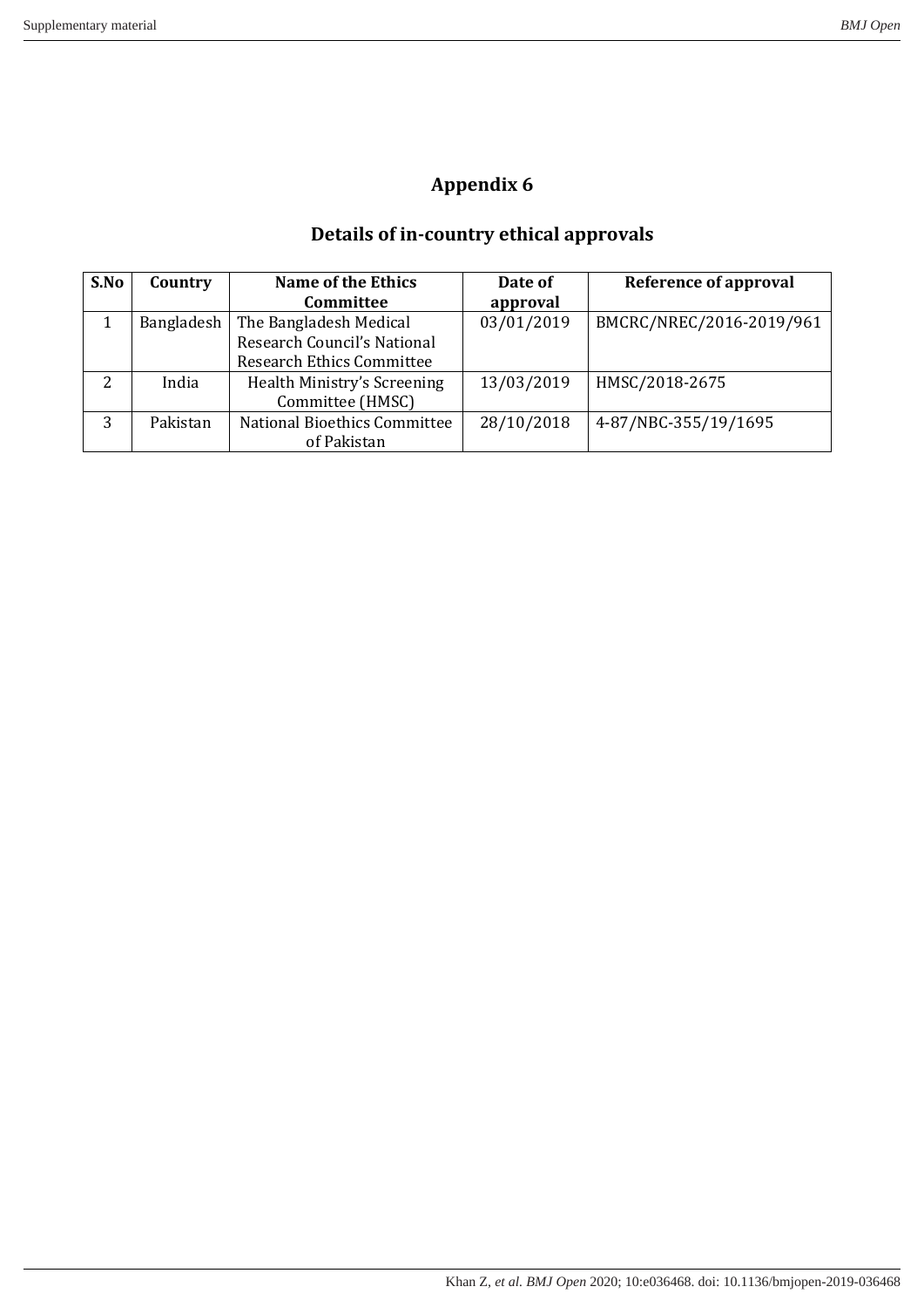# Appendix 6

## Details of in-country ethical approvals

| S.No | Country | Name of the Ethics Committee | Date of approval | Reference of approval |
|---|---|---|---|---|
| 1 | Bangladesh | The Bangladesh Medical Research Council's National Research Ethics Committee | 03/01/2019 | BMCRC/NREC/2016-2019/961 |
| 2 | India | Health Ministry's Screening Committee (HMSC) | 13/03/2019 | HMSC/2018-2675 |
| 3 | Pakistan | National Bioethics Committee of Pakistan | 28/10/2018 | 4-87/NBC-355/19/1695 |